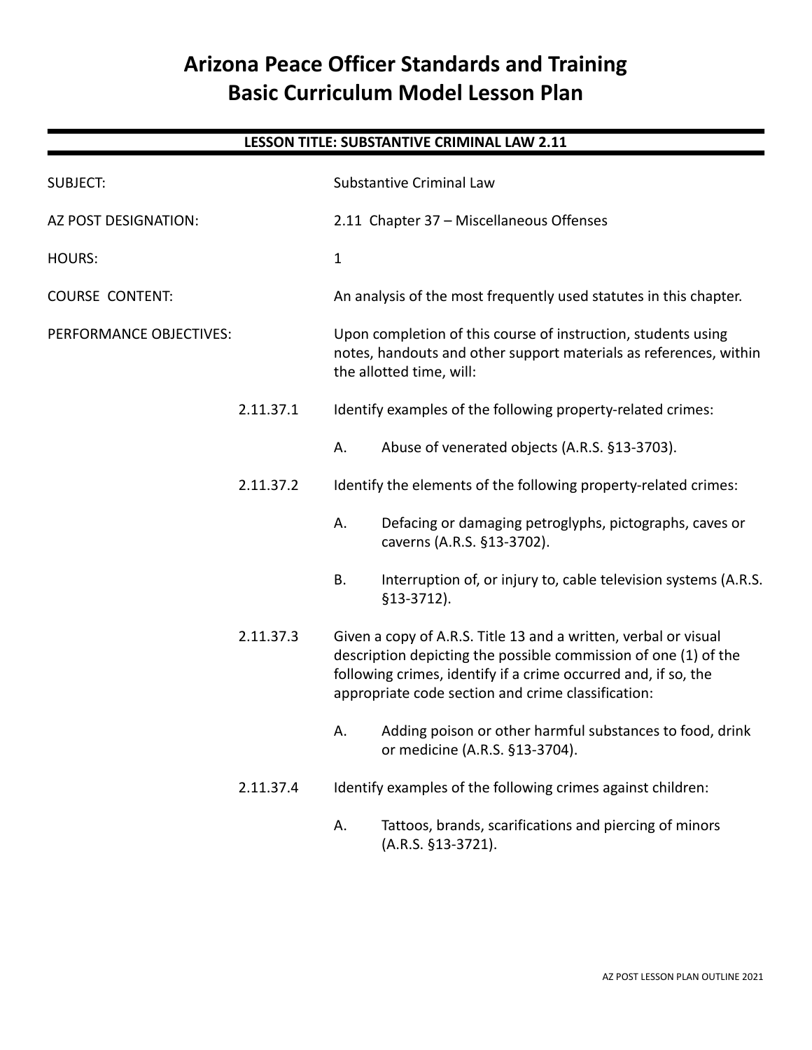# Arizona Peace Officer Standards and Training Basic Curriculum Model Lesson Plan

## LESSON TITLE: SUBSTANTIVE CRIMINAL LAW 2.11

SUBJECT: Substantive Criminal Law

AZ POST DESIGNATION: 2.11 Chapter 37 – Miscellaneous Offenses

HOURS: 1

COURSE CONTENT: An analysis of the most frequently used statutes in this chapter.

PERFORMANCE OBJECTIVES: Upon completion of this course of instruction, students using notes, handouts and other support materials as references, within the allotted time, will:

2.11.37.1 Identify examples of the following property-related crimes:

- A. Abuse of venerated objects (A.R.S. §13-3703).

2.11.37.2 Identify the elements of the following property-related crimes:

- A. Defacing or damaging petroglyphs, pictographs, caves or caverns (A.R.S. §13-3702).
- B. Interruption of, or injury to, cable television systems (A.R.S. §13-3712).

2.11.37.3 Given a copy of A.R.S. Title 13 and a written, verbal or visual description depicting the possible commission of one (1) of the following crimes, identify if a crime occurred and, if so, the appropriate code section and crime classification:

- A. Adding poison or other harmful substances to food, drink or medicine (A.R.S. §13-3704).

2.11.37.4 Identify examples of the following crimes against children:

- A. Tattoos, brands, scarifications and piercing of minors (A.R.S. §13-3721).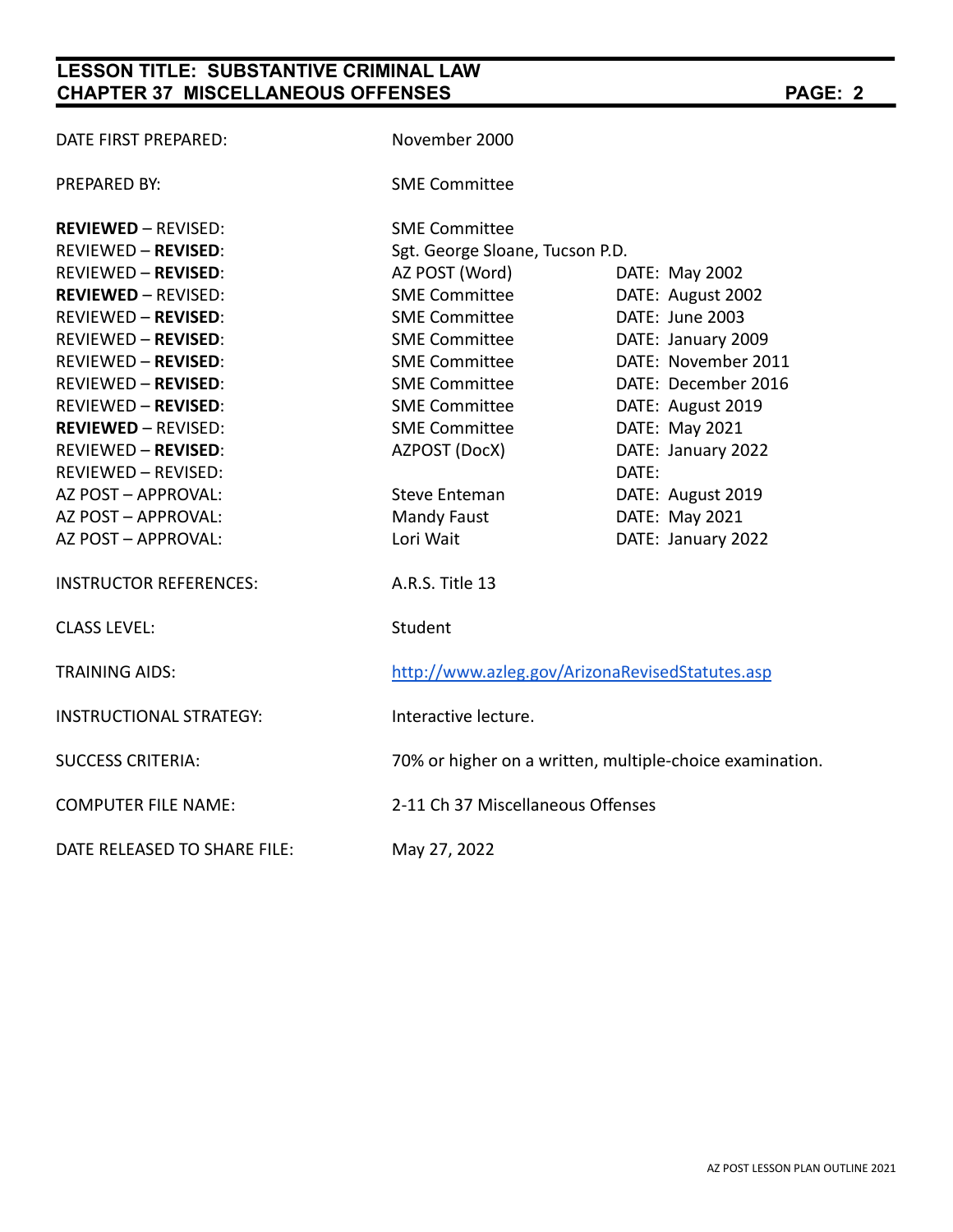| | | |
|---|---|---|
| DATE FIRST PREPARED: | November 2000 | |
| PREPARED BY: | SME Committee | |
| **REVIEWED** – REVISED: | SME Committee | |
| REVIEWED – **REVISED**: | Sgt. George Sloane, Tucson P.D. | |
| REVIEWED – **REVISED**: | AZ POST (Word) | DATE: May 2002 |
| **REVIEWED** – REVISED: | SME Committee | DATE: August 2002 |
| REVIEWED – **REVISED**: | SME Committee | DATE: June 2003 |
| REVIEWED – **REVISED**: | SME Committee | DATE: January 2009 |
| REVIEWED – **REVISED**: | SME Committee | DATE: November 2011 |
| REVIEWED – **REVISED**: | SME Committee | DATE: December 2016 |
| REVIEWED – **REVISED**: | SME Committee | DATE: August 2019 |
| **REVIEWED** – REVISED: | SME Committee | DATE: May 2021 |
| REVIEWED – **REVISED**: | AZPOST (DocX) | DATE: January 2022 |
| REVIEWED – REVISED: | | DATE: |
| AZ POST – APPROVAL: | Steve Enteman | DATE: August 2019 |
| AZ POST – APPROVAL: | Mandy Faust | DATE: May 2021 |
| AZ POST – APPROVAL: | Lori Wait | DATE: January 2022 |
| INSTRUCTOR REFERENCES: | A.R.S. Title 13 | |
| CLASS LEVEL: | Student | |
| TRAINING AIDS: | http://www.azleg.gov/ArizonaRevisedStatutes.asp | |
| INSTRUCTIONAL STRATEGY: | Interactive lecture. | |
| SUCCESS CRITERIA: | 70% or higher on a written, multiple-choice examination. | |
| COMPUTER FILE NAME: | 2-11 Ch 37 Miscellaneous Offenses | |
| DATE RELEASED TO SHARE FILE: | May 27, 2022 | |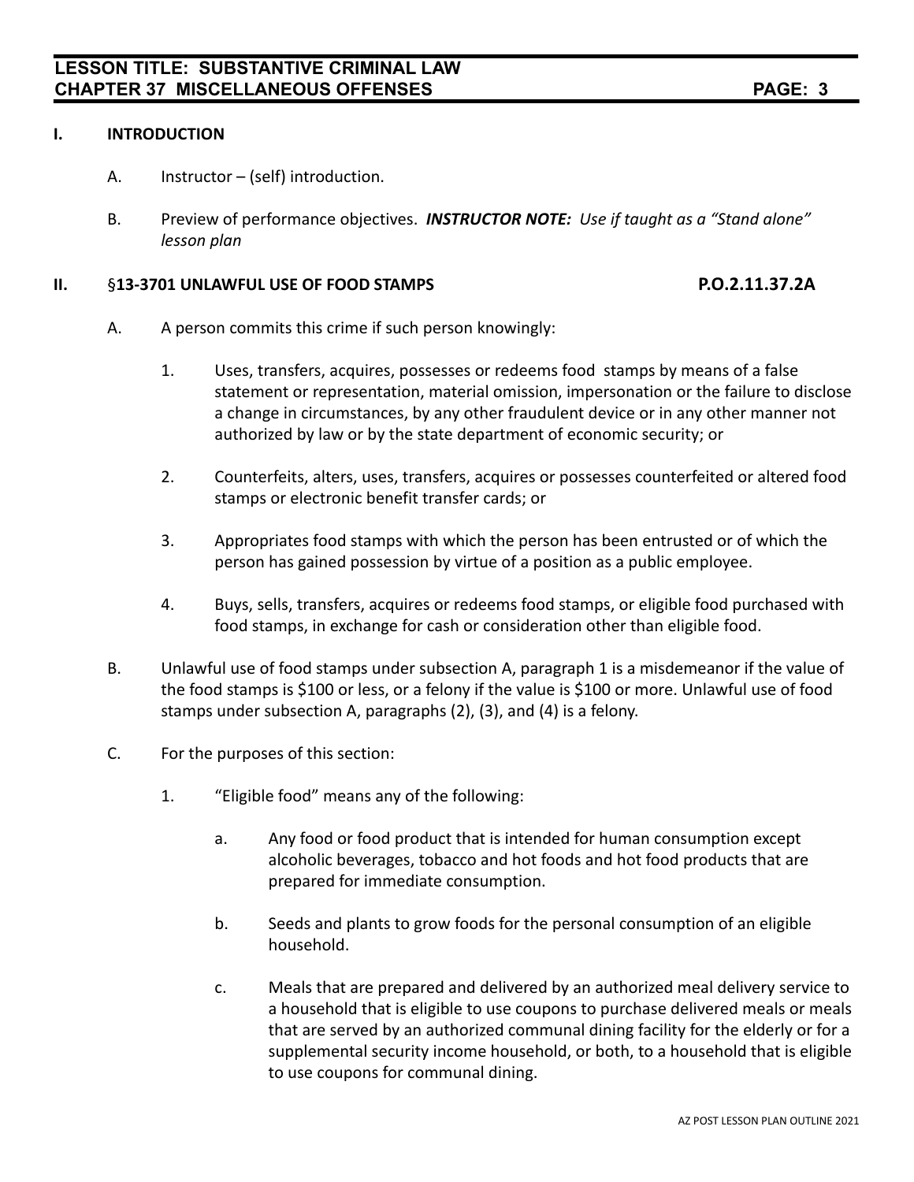## I. INTRODUCTION

A. Instructor – (self) introduction.

B. Preview of performance objectives. ***INSTRUCTOR NOTE:*** *Use if taught as a "Stand alone" lesson plan*

## II. §13-3701 UNLAWFUL USE OF FOOD STAMPS — P.O.2.11.37.2A

A. A person commits this crime if such person knowingly:

1. Uses, transfers, acquires, possesses or redeems food stamps by means of a false statement or representation, material omission, impersonation or the failure to disclose a change in circumstances, by any other fraudulent device or in any other manner not authorized by law or by the state department of economic security; or

2. Counterfeits, alters, uses, transfers, acquires or possesses counterfeited or altered food stamps or electronic benefit transfer cards; or

3. Appropriates food stamps with which the person has been entrusted or of which the person has gained possession by virtue of a position as a public employee.

4. Buys, sells, transfers, acquires or redeems food stamps, or eligible food purchased with food stamps, in exchange for cash or consideration other than eligible food.

B. Unlawful use of food stamps under subsection A, paragraph 1 is a misdemeanor if the value of the food stamps is $100 or less, or a felony if the value is $100 or more. Unlawful use of food stamps under subsection A, paragraphs (2), (3), and (4) is a felony.

C. For the purposes of this section:

1. "Eligible food" means any of the following:

   a. Any food or food product that is intended for human consumption except alcoholic beverages, tobacco and hot foods and hot food products that are prepared for immediate consumption.

   b. Seeds and plants to grow foods for the personal consumption of an eligible household.

   c. Meals that are prepared and delivered by an authorized meal delivery service to a household that is eligible to use coupons to purchase delivered meals or meals that are served by an authorized communal dining facility for the elderly or for a supplemental security income household, or both, to a household that is eligible to use coupons for communal dining.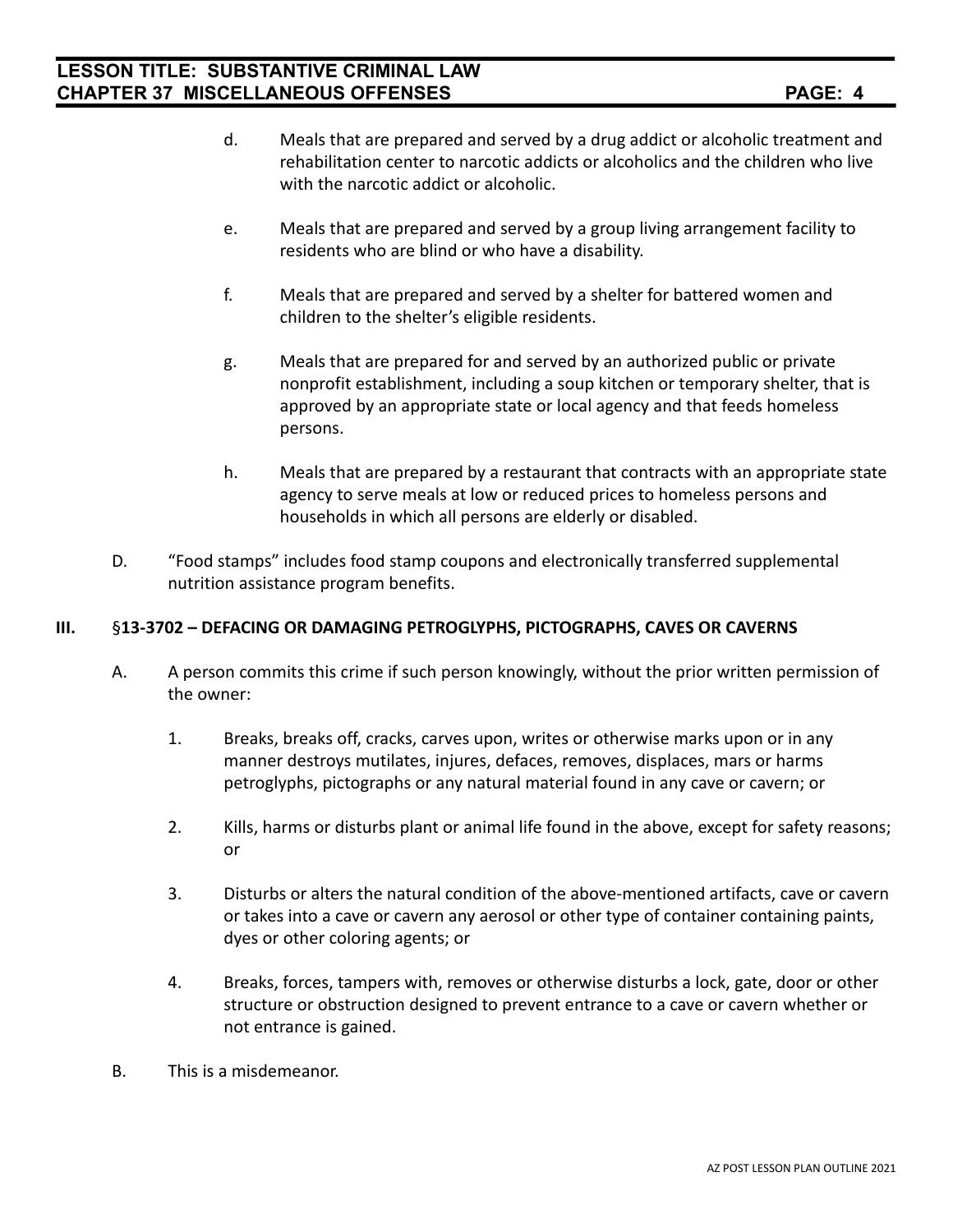d. Meals that are prepared and served by a drug addict or alcoholic treatment and rehabilitation center to narcotic addicts or alcoholics and the children who live with the narcotic addict or alcoholic.

e. Meals that are prepared and served by a group living arrangement facility to residents who are blind or who have a disability.

f. Meals that are prepared and served by a shelter for battered women and children to the shelter's eligible residents.

g. Meals that are prepared for and served by an authorized public or private nonprofit establishment, including a soup kitchen or temporary shelter, that is approved by an appropriate state or local agency and that feeds homeless persons.

h. Meals that are prepared by a restaurant that contracts with an appropriate state agency to serve meals at low or reduced prices to homeless persons and households in which all persons are elderly or disabled.

D. "Food stamps" includes food stamp coupons and electronically transferred supplemental nutrition assistance program benefits.

## III. §13-3702 – DEFACING OR DAMAGING PETROGLYPHS, PICTOGRAPHS, CAVES OR CAVERNS

A. A person commits this crime if such person knowingly, without the prior written permission of the owner:

1. Breaks, breaks off, cracks, carves upon, writes or otherwise marks upon or in any manner destroys mutilates, injures, defaces, removes, displaces, mars or harms petroglyphs, pictographs or any natural material found in any cave or cavern; or

2. Kills, harms or disturbs plant or animal life found in the above, except for safety reasons; or

3. Disturbs or alters the natural condition of the above-mentioned artifacts, cave or cavern or takes into a cave or cavern any aerosol or other type of container containing paints, dyes or other coloring agents; or

4. Breaks, forces, tampers with, removes or otherwise disturbs a lock, gate, door or other structure or obstruction designed to prevent entrance to a cave or cavern whether or not entrance is gained.

B. This is a misdemeanor.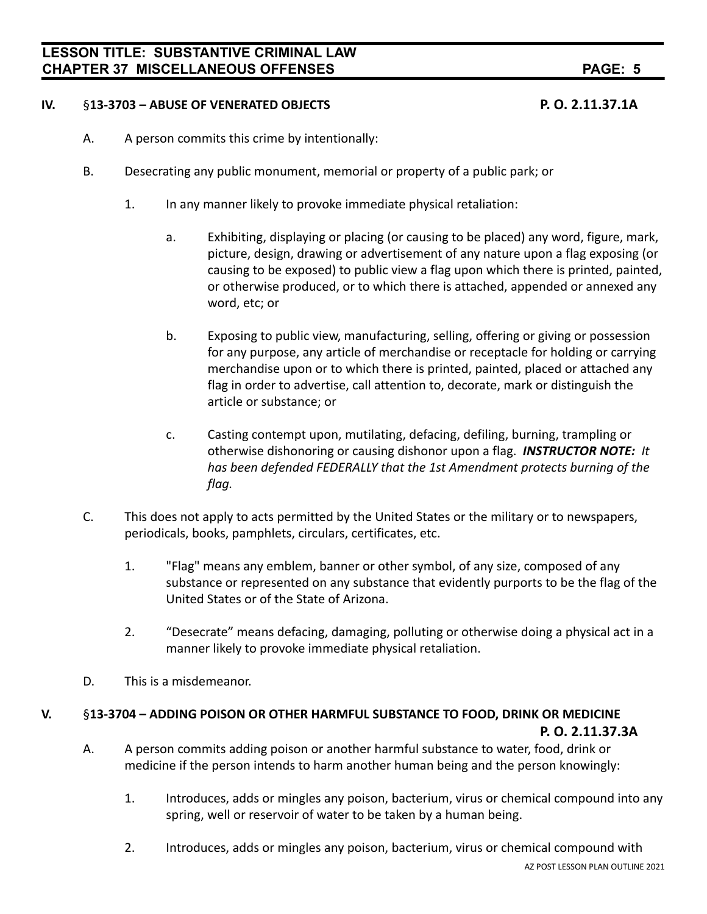## IV. §13-3703 – ABUSE OF VENERATED OBJECTS P. O. 2.11.37.1A

A. A person commits this crime by intentionally:

B. Desecrating any public monument, memorial or property of a public park; or

1. In any manner likely to provoke immediate physical retaliation:

   a. Exhibiting, displaying or placing (or causing to be placed) any word, figure, mark, picture, design, drawing or advertisement of any nature upon a flag exposing (or causing to be exposed) to public view a flag upon which there is printed, painted, or otherwise produced, or to which there is attached, appended or annexed any word, etc; or

   b. Exposing to public view, manufacturing, selling, offering or giving or possession for any purpose, any article of merchandise or receptacle for holding or carrying merchandise upon or to which there is printed, painted, placed or attached any flag in order to advertise, call attention to, decorate, mark or distinguish the article or substance; or

   c. Casting contempt upon, mutilating, defacing, defiling, burning, trampling or otherwise dishonoring or causing dishonor upon a flag. ***INSTRUCTOR NOTE:*** *It has been defended FEDERALLY that the 1st Amendment protects burning of the flag.*

C. This does not apply to acts permitted by the United States or the military or to newspapers, periodicals, books, pamphlets, circulars, certificates, etc.

1. "Flag" means any emblem, banner or other symbol, of any size, composed of any substance or represented on any substance that evidently purports to be the flag of the United States or of the State of Arizona.

2. "Desecrate" means defacing, damaging, polluting or otherwise doing a physical act in a manner likely to provoke immediate physical retaliation.

D. This is a misdemeanor.

## V. §13-3704 – ADDING POISON OR OTHER HARMFUL SUBSTANCE TO FOOD, DRINK OR MEDICINE P. O. 2.11.37.3A

A. A person commits adding poison or another harmful substance to water, food, drink or medicine if the person intends to harm another human being and the person knowingly:

1. Introduces, adds or mingles any poison, bacterium, virus or chemical compound into any spring, well or reservoir of water to be taken by a human being.

2. Introduces, adds or mingles any poison, bacterium, virus or chemical compound with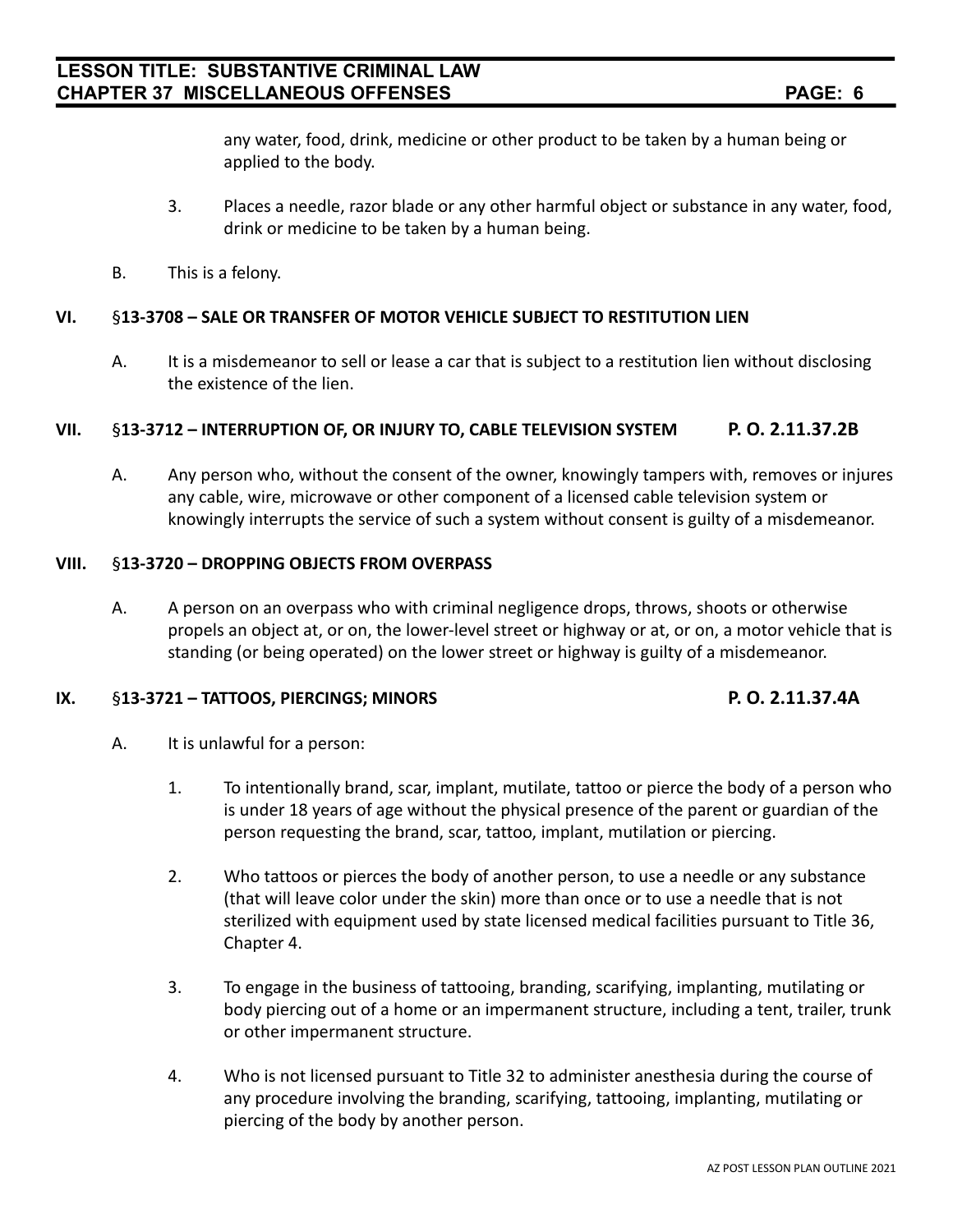any water, food, drink, medicine or other product to be taken by a human being or applied to the body.

3. Places a needle, razor blade or any other harmful object or substance in any water, food, drink or medicine to be taken by a human being.

B. This is a felony.

## VI. §13-3708 – SALE OR TRANSFER OF MOTOR VEHICLE SUBJECT TO RESTITUTION LIEN

A. It is a misdemeanor to sell or lease a car that is subject to a restitution lien without disclosing the existence of the lien.

## VII. §13-3712 – INTERRUPTION OF, OR INJURY TO, CABLE TELEVISION SYSTEM P. O. 2.11.37.2B

A. Any person who, without the consent of the owner, knowingly tampers with, removes or injures any cable, wire, microwave or other component of a licensed cable television system or knowingly interrupts the service of such a system without consent is guilty of a misdemeanor.

## VIII. §13-3720 – DROPPING OBJECTS FROM OVERPASS

A. A person on an overpass who with criminal negligence drops, throws, shoots or otherwise propels an object at, or on, the lower-level street or highway or at, or on, a motor vehicle that is standing (or being operated) on the lower street or highway is guilty of a misdemeanor.

## IX. §13-3721 – TATTOOS, PIERCINGS; MINORS P. O. 2.11.37.4A

A. It is unlawful for a person:

1. To intentionally brand, scar, implant, mutilate, tattoo or pierce the body of a person who is under 18 years of age without the physical presence of the parent or guardian of the person requesting the brand, scar, tattoo, implant, mutilation or piercing.

2. Who tattoos or pierces the body of another person, to use a needle or any substance (that will leave color under the skin) more than once or to use a needle that is not sterilized with equipment used by state licensed medical facilities pursuant to Title 36, Chapter 4.

3. To engage in the business of tattooing, branding, scarifying, implanting, mutilating or body piercing out of a home or an impermanent structure, including a tent, trailer, trunk or other impermanent structure.

4. Who is not licensed pursuant to Title 32 to administer anesthesia during the course of any procedure involving the branding, scarifying, tattooing, implanting, mutilating or piercing of the body by another person.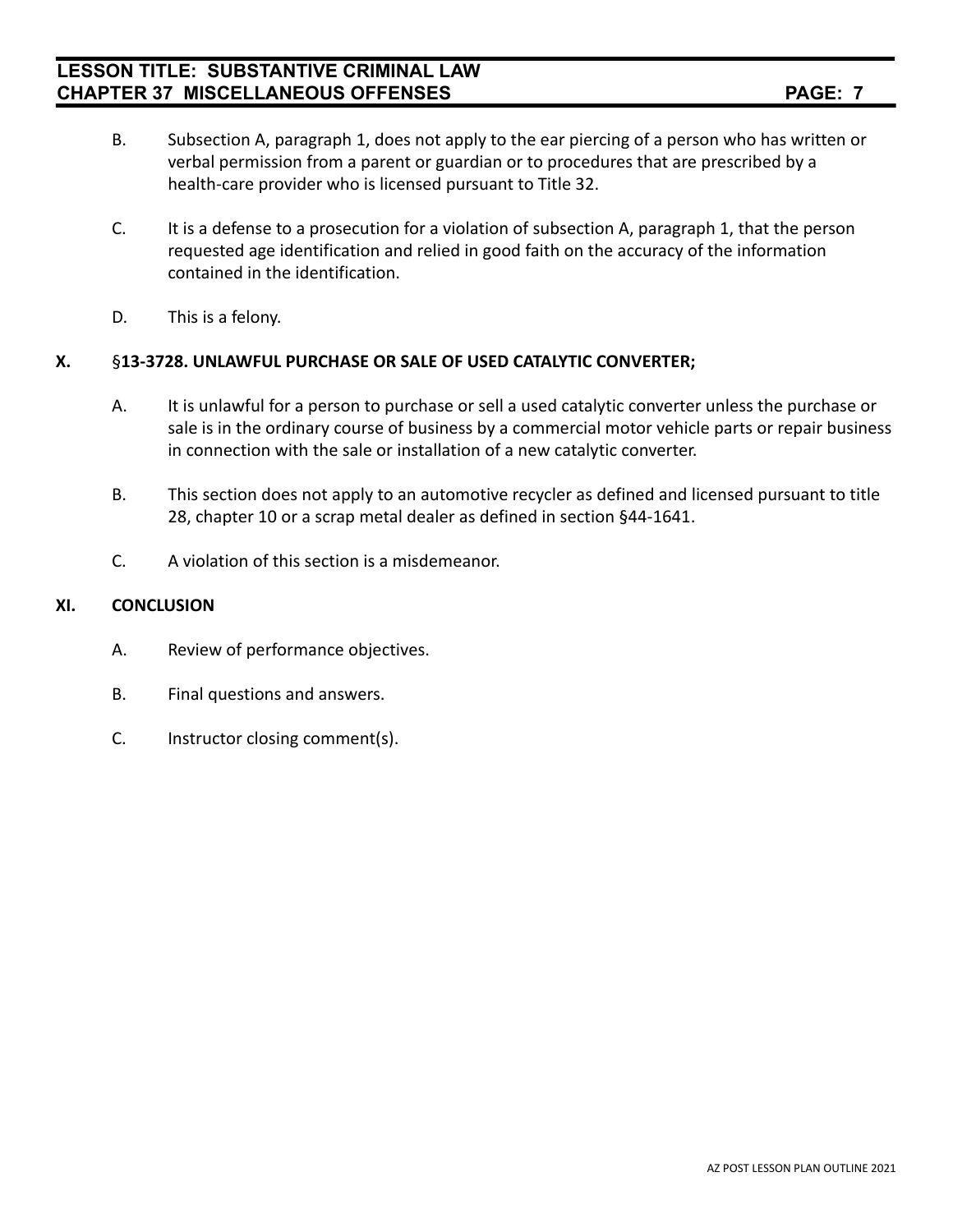B. Subsection A, paragraph 1, does not apply to the ear piercing of a person who has written or verbal permission from a parent or guardian or to procedures that are prescribed by a health-care provider who is licensed pursuant to Title 32.

C. It is a defense to a prosecution for a violation of subsection A, paragraph 1, that the person requested age identification and relied in good faith on the accuracy of the information contained in the identification.

D. This is a felony.

## X. §13-3728. UNLAWFUL PURCHASE OR SALE OF USED CATALYTIC CONVERTER;

A. It is unlawful for a person to purchase or sell a used catalytic converter unless the purchase or sale is in the ordinary course of business by a commercial motor vehicle parts or repair business in connection with the sale or installation of a new catalytic converter.

B. This section does not apply to an automotive recycler as defined and licensed pursuant to title 28, chapter 10 or a scrap metal dealer as defined in section §44-1641.

C. A violation of this section is a misdemeanor.

## XI. CONCLUSION

A. Review of performance objectives.

B. Final questions and answers.

C. Instructor closing comment(s).